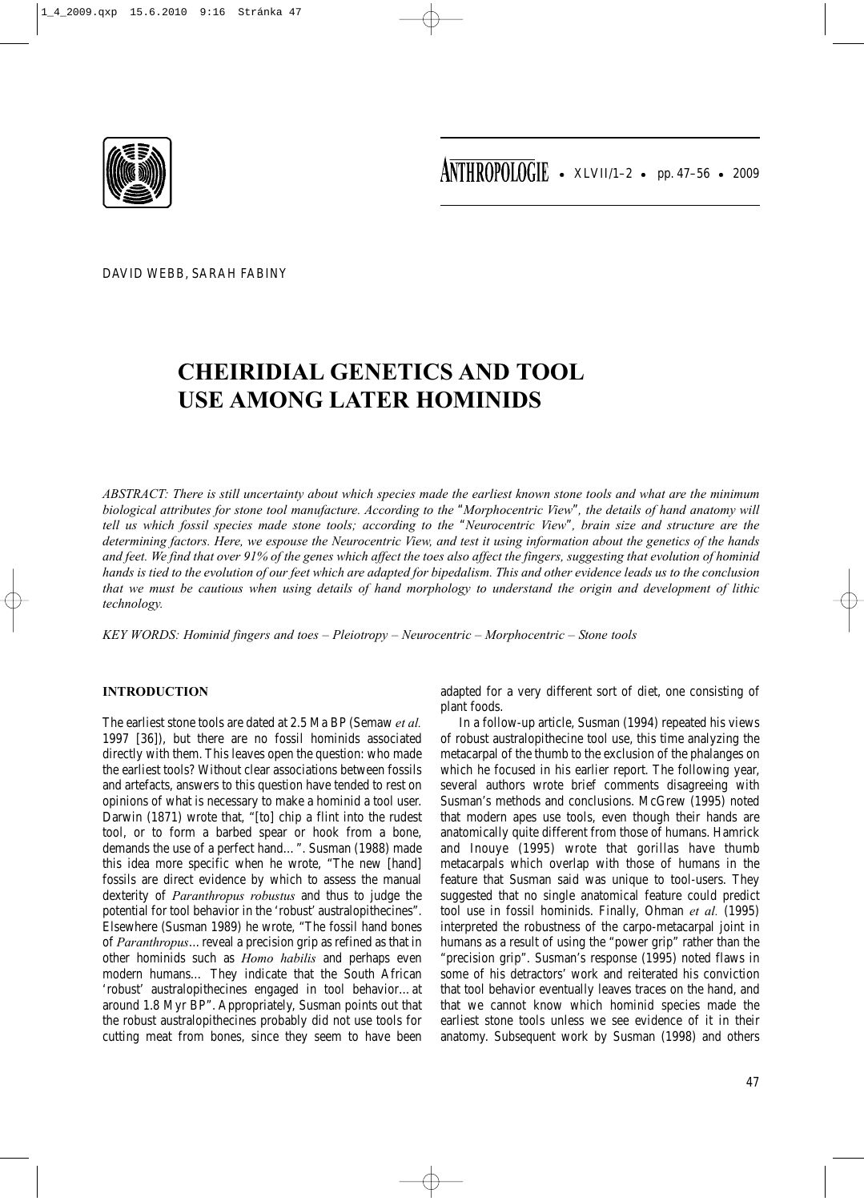DAVID WEBB, SARAH FABINY

# CHEIRIDIAL GENETICS AND TOOL USE AMONG LATER HOMINIDS

*ABSTRACT: There is still uncertainty about which species made the earliest known stone tools and what are the minimum biological attributes for stone tool manufacture. According to the "Morphocentric View", the details of hand anatomy will tell us which fossil species made stone tools; according to the "Neurocentric View", brain size and structure are the determining factors. Here, we espouse the Neurocentric View, and test it using information about the genetics of the hands and feet. We find that over 91% of the genes which affect the toes also affect the fingers, suggesting that evolution of hominid hands is tied to the evolution of our feet which are adapted for bipedalism. This and other evidence leads us to the conclusion that we must be cautious when using details of hand morphology to understand the origin and development of lithic technology.*

*KEY WORDS: Hominid fingers and toes – Pleiotropy – Neurocentric – Morphocentric – Stone tools*

## INTRODUCTION

The earliest stone tools are dated at 2.5 Ma BP (Semaw *et al.* 1997 [36]), but there are no fossil hominids associated directly with them. This leaves open the question: who made the earliest tools? Without clear associations between fossils and artefacts, answers to this question have tended to rest on opinions of what is necessary to make a hominid a tool user. Darwin (1871) wrote that, "[to] chip a flint into the rudest tool, or to form a barbed spear or hook from a bone, demands the use of a perfect hand…". Susman (1988) made this idea more specific when he wrote, "The new [hand] fossils are direct evidence by which to assess the manual dexterity of *Paranthropus robustus* and thus to judge the potential for tool behavior in the 'robust' australopithecines". Elsewhere (Susman 1989) he wrote, "The fossil hand bones of *Paranthropus*…reveal a precision grip as refined as that in other hominids such as *Homo habilis* and perhaps even modern humans… They indicate that the South African 'robust' australopithecines engaged in tool behavior…at around 1.8 Myr BP". Appropriately, Susman points out that the robust australopithecines probably did not use tools for cutting meat from bones, since they seem to have been adapted for a very different sort of diet, one consisting of plant foods.

In a follow-up article, Susman (1994) repeated his views of robust australopithecine tool use, this time analyzing the metacarpal of the thumb to the exclusion of the phalanges on which he focused in his earlier report. The following year, several authors wrote brief comments disagreeing with Susman's methods and conclusions. McGrew (1995) noted that modern apes use tools, even though their hands are anatomically quite different from those of humans. Hamrick and Inouye (1995) wrote that gorillas have thumb metacarpals which overlap with those of humans in the feature that Susman said was unique to tool-users. They suggested that no single anatomical feature could predict tool use in fossil hominids. Finally, Ohman *et al.* (1995) interpreted the robustness of the carpo-metacarpal joint in humans as a result of using the "power grip" rather than the "precision grip". Susman's response (1995) noted flaws in some of his detractors' work and reiterated his conviction that tool behavior eventually leaves traces on the hand, and that we cannot know which hominid species made the earliest stone tools unless we see evidence of it in their anatomy. Subsequent work by Susman (1998) and others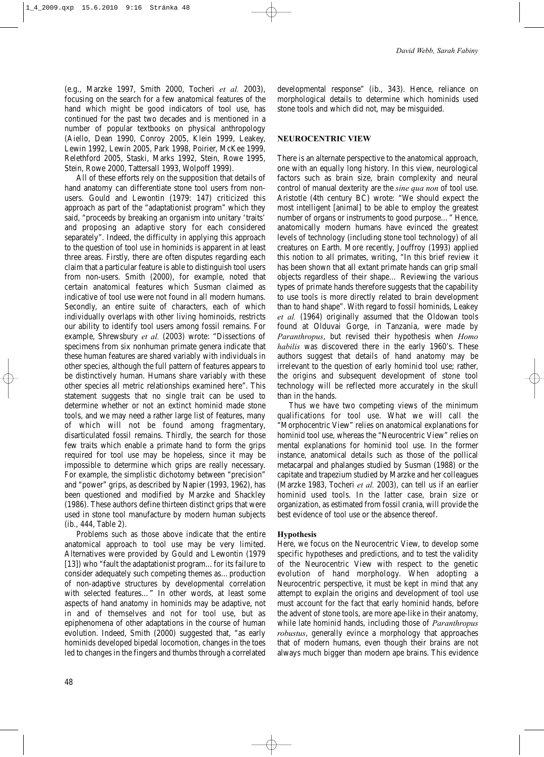(e.g., Marzke 1997, Smith 2000, Tocheri *et al.* 2003), focusing on the search for a few anatomical features of the hand which might be good indicators of tool use, has continued for the past two decades and is mentioned in a number of popular textbooks on physical anthropology (Aiello, Dean 1990, Conroy 2005, Klein 1999, Leakey, Lewin 1992, Lewin 2005, Park 1998, Poirier, McKee 1999, Relethford 2005, Staski, Marks 1992, Stein, Rowe 1995, Stein, Rowe 2000, Tattersall 1993, Wolpoff 1999).

All of these efforts rely on the supposition that details of hand anatomy can differentiate stone tool users from non-users. Gould and Lewontin (1979: 147) criticized this approach as part of the "adaptationist program" which they said, "proceeds by breaking an organism into unitary 'traits' and proposing an adaptive story for each considered separately". Indeed, the difficulty in applying this approach to the question of tool use in hominids is apparent in at least three areas. Firstly, there are often disputes regarding each claim that a particular feature is able to distinguish tool users from non-users. Smith (2000), for example, noted that certain anatomical features which Susman claimed as indicative of tool use were not found in all modern humans. Secondly, an entire suite of characters, each of which individually overlaps with other living hominoids, restricts our ability to identify tool users among fossil remains. For example, Shrewsbury *et al.* (2003) wrote: "Dissections of specimens from six nonhuman primate genera indicate that these human features are shared variably with individuals in other species, although the full pattern of features appears to be distinctively human. Humans share variably with these other species all metric relationships examined here". This statement suggests that no single trait can be used to determine whether or not an extinct hominid made stone tools, and we may need a rather large list of features, many of which will not be found among fragmentary, disarticulated fossil remains. Thirdly, the search for those few traits which enable a primate hand to form the grips required for tool use may be hopeless, since it may be impossible to determine which grips are really necessary. For example, the simplistic dichotomy between "precision" and "power" grips, as described by Napier (1993, 1962), has been questioned and modified by Marzke and Shackley (1986). These authors define thirteen distinct grips that were used in stone tool manufacture by modern human subjects (ib., 444, Table 2).

Problems such as those above indicate that the entire anatomical approach to tool use may be very limited. Alternatives were provided by Gould and Lewontin (1979 [13]) who "fault the adaptationist program... for its failure to consider adequately such competing themes as... production of non-adaptive structures by developmental correlation with selected features..." In other words, at least some aspects of hand anatomy in hominids may be adaptive, not in and of themselves and not for tool use, but as epiphenomena of other adaptations in the course of human evolution. Indeed, Smith (2000) suggested that, "as early hominids developed bipedal locomotion, changes in the toes led to changes in the fingers and thumbs through a correlated developmental response" (ib., 343). Hence, reliance on morphological details to determine which hominids used stone tools and which did not, may be misguided.

## NEUROCENTRIC VIEW

There is an alternate perspective to the anatomical approach, one with an equally long history. In this view, neurological factors such as brain size, brain complexity and neural control of manual dexterity are the *sine qua non* of tool use. Aristotle (4th century BC) wrote: "We should expect the most intelligent [animal] to be able to employ the greatest number of organs or instruments to good purpose..." Hence, anatomically modern humans have evinced the greatest levels of technology (including stone tool technology) of all creatures on Earth. More recently, Jouffroy (1993) applied this notion to all primates, writing, "In this brief review it has been shown that all extant primate hands can grip small objects regardless of their shape... Reviewing the various types of primate hands therefore suggests that the capability to use tools is more directly related to brain development than to hand shape". With regard to fossil hominids, Leakey *et al.* (1964) originally assumed that the Oldowan tools found at Olduvai Gorge, in Tanzania, were made by *Paranthropus*, but revised their hypothesis when *Homo habilis* was discovered there in the early 1960's. These authors suggest that details of hand anatomy may be irrelevant to the question of early hominid tool use; rather, the origins and subsequent development of stone tool technology will be reflected more accurately in the skull than in the hands.

Thus we have two competing views of the minimum qualifications for tool use. What we will call the "Morphocentric View" relies on anatomical explanations for hominid tool use, whereas the "Neurocentric View" relies on mental explanations for hominid tool use. In the former instance, anatomical details such as those of the pollical metacarpal and phalanges studied by Susman (1988) or the capitate and trapezium studied by Marzke and her colleagues (Marzke 1983, Tocheri *et al.* 2003), can tell us if an earlier hominid used tools. In the latter case, brain size or organization, as estimated from fossil crania, will provide the best evidence of tool use or the absence thereof.

### Hypothesis

Here, we focus on the Neurocentric View, to develop some specific hypotheses and predictions, and to test the validity of the Neurocentric View with respect to the genetic evolution of hand morphology. When adopting a Neurocentric perspective, it must be kept in mind that any attempt to explain the origins and development of tool use must account for the fact that early hominid hands, before the advent of stone tools, are more ape-like in their anatomy, while late hominid hands, including those of *Paranthropus robustus*, generally evince a morphology that approaches that of modern humans, even though their brains are not always much bigger than modern ape brains. This evidence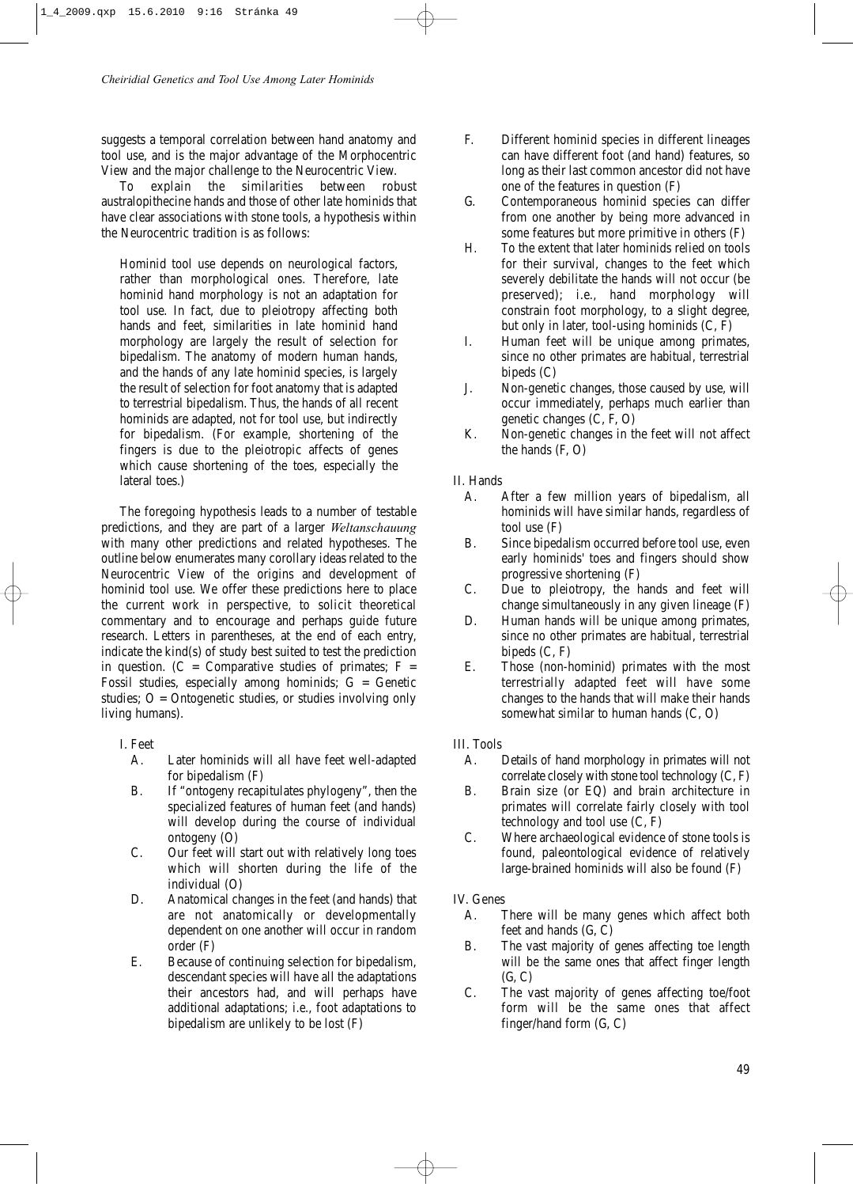suggests a temporal correlation between hand anatomy and tool use, and is the major advantage of the Morphocentric View and the major challenge to the Neurocentric View.

To explain the similarities between robust australopithecine hands and those of other late hominids that have clear associations with stone tools, a hypothesis within the Neurocentric tradition is as follows:

> Hominid tool use depends on neurological factors, rather than morphological ones. Therefore, late hominid hand morphology is not an adaptation for tool use. In fact, due to pleiotropy affecting both hands and feet, similarities in late hominid hand morphology are largely the result of selection for bipedalism. The anatomy of modern human hands, and the hands of any late hominid species, is largely the result of selection for foot anatomy that is adapted to terrestrial bipedalism. Thus, the hands of all recent hominids are adapted, not for tool use, but indirectly for bipedalism. (For example, shortening of the fingers is due to the pleiotropic affects of genes which cause shortening of the toes, especially the lateral toes.)

The foregoing hypothesis leads to a number of testable predictions, and they are part of a larger *Weltanschauung* with many other predictions and related hypotheses. The outline below enumerates many corollary ideas related to the Neurocentric View of the origins and development of hominid tool use. We offer these predictions here to place the current work in perspective, to solicit theoretical commentary and to encourage and perhaps guide future research. Letters in parentheses, at the end of each entry, indicate the kind(s) of study best suited to test the prediction in question. (C = Comparative studies of primates; F = Fossil studies, especially among hominids; G = Genetic studies; O = Ontogenetic studies, or studies involving only living humans).

I. Feet
- A. Later hominids will all have feet well-adapted for bipedalism (F)
- B. If "ontogeny recapitulates phylogeny", then the specialized features of human feet (and hands) will develop during the course of individual ontogeny (O)
- C. Our feet will start out with relatively long toes which will shorten during the life of the individual (O)
- D. Anatomical changes in the feet (and hands) that are not anatomically or developmentally dependent on one another will occur in random order (F)
- E. Because of continuing selection for bipedalism, descendant species will have all the adaptations their ancestors had, and will perhaps have additional adaptations; i.e., foot adaptations to bipedalism are unlikely to be lost (F)
- F. Different hominid species in different lineages can have different foot (and hand) features, so long as their last common ancestor did not have one of the features in question (F)
- G. Contemporaneous hominid species can differ from one another by being more advanced in some features but more primitive in others (F)
- H. To the extent that later hominids relied on tools for their survival, changes to the feet which severely debilitate the hands will not occur (be preserved); i.e., hand morphology will constrain foot morphology, to a slight degree, but only in later, tool-using hominids (C, F)
- I. Human feet will be unique among primates, since no other primates are habitual, terrestrial bipeds (C)
- J. Non-genetic changes, those caused by use, will occur immediately, perhaps much earlier than genetic changes (C, F, O)
- K. Non-genetic changes in the feet will not affect the hands (F, O)

II. Hands
- A. After a few million years of bipedalism, all hominids will have similar hands, regardless of tool use (F)
- B. Since bipedalism occurred before tool use, even early hominids' toes and fingers should show progressive shortening (F)
- C. Due to pleiotropy, the hands and feet will change simultaneously in any given lineage (F)
- D. Human hands will be unique among primates, since no other primates are habitual, terrestrial bipeds (C, F)
- E. Those (non-hominid) primates with the most terrestrially adapted feet will have some changes to the hands that will make their hands somewhat similar to human hands (C, O)

III. Tools
- A. Details of hand morphology in primates will not correlate closely with stone tool technology (C, F)
- B. Brain size (or EQ) and brain architecture in primates will correlate fairly closely with tool technology and tool use (C, F)
- C. Where archaeological evidence of stone tools is found, paleontological evidence of relatively large-brained hominids will also be found (F)

IV. Genes
- A. There will be many genes which affect both feet and hands (G, C)
- B. The vast majority of genes affecting toe length will be the same ones that affect finger length (G, C)
- C. The vast majority of genes affecting toe/foot form will be the same ones that affect finger/hand form (G, C)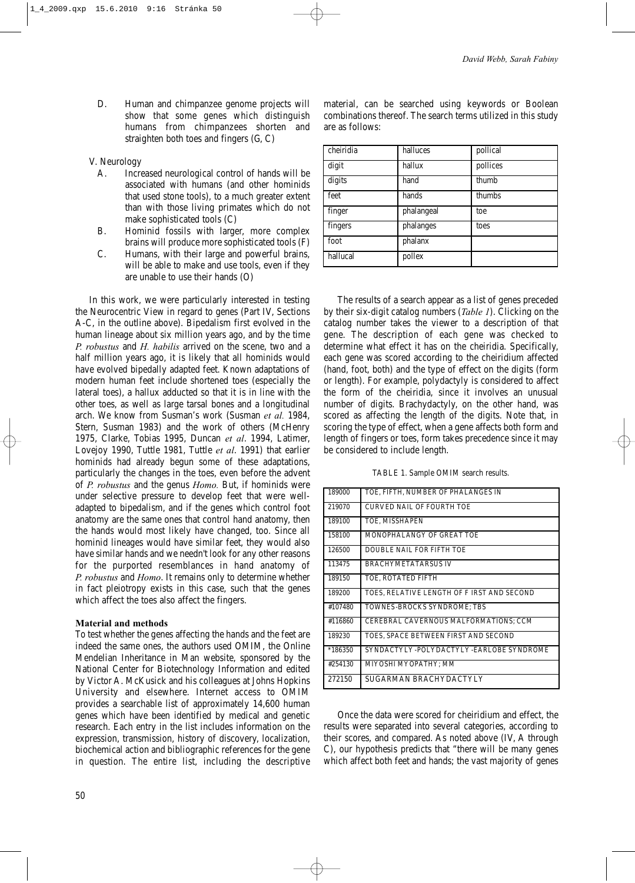D. Human and chimpanzee genome projects will show that some genes which distinguish humans from chimpanzees shorten and straighten both toes and fingers (G, C)

V. Neurology

A. Increased neurological control of hands will be associated with humans (and other hominids that used stone tools), to a much greater extent than with those living primates which do not make sophisticated tools (C)

B. Hominid fossils with larger, more complex brains will produce more sophisticated tools (F)

C. Humans, with their large and powerful brains, will be able to make and use tools, even if they are unable to use their hands (O)

In this work, we were particularly interested in testing the Neurocentric View in regard to genes (Part IV, Sections A-C, in the outline above). Bipedalism first evolved in the human lineage about six million years ago, and by the time *P. robustus* and *H. habilis* arrived on the scene, two and a half million years ago, it is likely that all hominids would have evolved bipedally adapted feet. Known adaptations of modern human feet include shortened toes (especially the lateral toes), a hallux adducted so that it is in line with the other toes, as well as large tarsal bones and a longitudinal arch. We know from Susman's work (Susman *et al.* 1984, Stern, Susman 1983) and the work of others (McHenry 1975, Clarke, Tobias 1995, Duncan *et al*. 1994, Latimer, Lovejoy 1990, Tuttle 1981, Tuttle *et al*. 1991) that earlier hominids had already begun some of these adaptations, particularly the changes in the toes, even before the advent of *P. robustus* and the genus *Homo.* But, if hominids were under selective pressure to develop feet that were well-adapted to bipedalism, and if the genes which control foot anatomy are the same ones that control hand anatomy, then the hands would most likely have changed, too. Since all hominid lineages would have similar feet, they would also have similar hands and we needn't look for any other reasons for the purported resemblances in hand anatomy of *P. robustus* and *Homo*. It remains only to determine whether in fact pleiotropy exists in this case, such that the genes which affect the toes also affect the fingers.

## Material and methods

To test whether the genes affecting the hands and the feet are indeed the same ones, the authors used OMIM, the Online Mendelian Inheritance in Man website, sponsored by the National Center for Biotechnology Information and edited by Victor A. McKusick and his colleagues at Johns Hopkins University and elsewhere. Internet access to OMIM provides a searchable list of approximately 14,600 human genes which have been identified by medical and genetic research. Each entry in the list includes information on the expression, transmission, history of discovery, localization, biochemical action and bibliographic references for the gene in question. The entire list, including the descriptive material, can be searched using keywords or Boolean combinations thereof. The search terms utilized in this study are as follows:

| cheiridia | halluces | pollical |
|---|---|---|
| digit | hallux | pollices |
| digits | hand | thumb |
| feet | hands | thumbs |
| finger | phalangeal | toe |
| fingers | phalanges | toes |
| foot | phalanx | |
| hallucal | pollex | |

The results of a search appear as a list of genes preceded by their six-digit catalog numbers (*Table 1*). Clicking on the catalog number takes the viewer to a description of that gene. The description of each gene was checked to determine what effect it has on the cheiridia. Specifically, each gene was scored according to the cheiridium affected (hand, foot, both) and the type of effect on the digits (form or length). For example, polydactyly is considered to affect the form of the cheiridia, since it involves an unusual number of digits. Brachydactyly, on the other hand, was scored as affecting the length of the digits. Note that, in scoring the type of effect, when a gene affects both form and length of fingers or toes, form takes precedence since it may be considered to include length.

TABLE 1. Sample OMIM search results.

| | |
|---|---|
| 189000 | TOE, FIFTH, NUMBER OF PHALANGES IN |
| 219070 | CURVED NAIL OF FOURTH TOE |
| 189100 | TOE, MISSHAPEN |
| 158100 | MONOPHALANGY OF GREAT TOE |
| 126500 | DOUBLE NAIL FOR FIFTH TOE |
| 113475 | BRACHYMETATARSUS IV |
| 189150 | TOE, ROTATED FIFTH |
| 189200 | TOES, RELATIVE LENGTH OF FIRST AND SECOND |
| #107480 | TOWNES-BROCKS SYNDROME; TBS |
| #116860 | CEREBRAL CAVERNOUS MALFORMATIONS; CCM |
| 189230 | TOES, SPACE BETWEEN FIRST AND SECOND |
| *186350 | SYNDACTYLY-POLYDACTYLY-EARLOBE SYNDROME |
| #254130 | MIYOSHI MYOPATHY; MM |
| 272150 | SUGARMAN BRACHYDACTYLY |

Once the data were scored for cheiridium and effect, the results were separated into several categories, according to their scores, and compared. As noted above (IV, A through C), our hypothesis predicts that "there will be many genes which affect both feet and hands; the vast majority of genes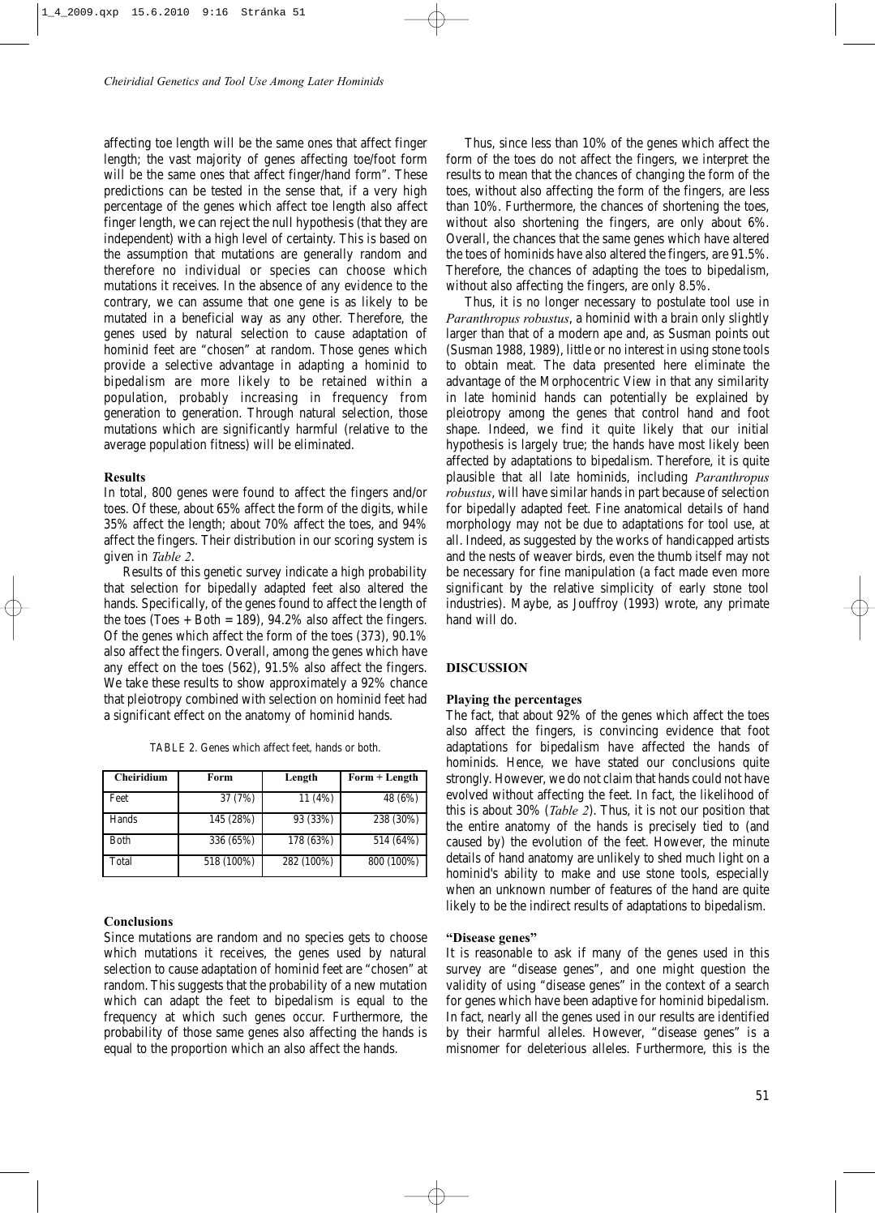affecting toe length will be the same ones that affect finger length; the vast majority of genes affecting toe/foot form will be the same ones that affect finger/hand form". These predictions can be tested in the sense that, if a very high percentage of the genes which affect toe length also affect finger length, we can reject the null hypothesis (that they are independent) with a high level of certainty. This is based on the assumption that mutations are generally random and therefore no individual or species can choose which mutations it receives. In the absence of any evidence to the contrary, we can assume that one gene is as likely to be mutated in a beneficial way as any other. Therefore, the genes used by natural selection to cause adaptation of hominid feet are "chosen" at random. Those genes which provide a selective advantage in adapting a hominid to bipedalism are more likely to be retained within a population, probably increasing in frequency from generation to generation. Through natural selection, those mutations which are significantly harmful (relative to the average population fitness) will be eliminated.

### Results

In total, 800 genes were found to affect the fingers and/or toes. Of these, about 65% affect the form of the digits, while 35% affect the length; about 70% affect the toes, and 94% affect the fingers. Their distribution in our scoring system is given in *Table 2*.

Results of this genetic survey indicate a high probability that selection for bipedally adapted feet also altered the hands. Specifically, of the genes found to affect the length of the toes (Toes + Both = 189), 94.2% also affect the fingers. Of the genes which affect the form of the toes (373), 90.1% also affect the fingers. Overall, among the genes which have any effect on the toes (562), 91.5% also affect the fingers. We take these results to show approximately a 92% chance that pleiotropy combined with selection on hominid feet had a significant effect on the anatomy of hominid hands.

TABLE 2. Genes which affect feet, hands or both.

| Cheiridium | Form | Length | Form + Length |
|---|---|---|---|
| Feet | 37 (7%) | 11 (4%) | 48 (6%) |
| Hands | 145 (28%) | 93 (33%) | 238 (30%) |
| Both | 336 (65%) | 178 (63%) | 514 (64%) |
| Total | 518 (100%) | 282 (100%) | 800 (100%) |

### Conclusions

Since mutations are random and no species gets to choose which mutations it receives, the genes used by natural selection to cause adaptation of hominid feet are "chosen" at random. This suggests that the probability of a new mutation which can adapt the feet to bipedalism is equal to the frequency at which such genes occur. Furthermore, the probability of those same genes also affecting the hands is equal to the proportion which an also affect the hands.

Thus, since less than 10% of the genes which affect the form of the toes do not affect the fingers, we interpret the results to mean that the chances of changing the form of the toes, without also affecting the form of the fingers, are less than 10%. Furthermore, the chances of shortening the toes, without also shortening the fingers, are only about 6%. Overall, the chances that the same genes which have altered the toes of hominids have also altered the fingers, are 91.5%. Therefore, the chances of adapting the toes to bipedalism, without also affecting the fingers, are only 8.5%.

Thus, it is no longer necessary to postulate tool use in *Paranthropus robustus*, a hominid with a brain only slightly larger than that of a modern ape and, as Susman points out (Susman 1988, 1989), little or no interest in using stone tools to obtain meat. The data presented here eliminate the advantage of the Morphocentric View in that any similarity in late hominid hands can potentially be explained by pleiotropy among the genes that control hand and foot shape. Indeed, we find it quite likely that our initial hypothesis is largely true; the hands have most likely been affected by adaptations to bipedalism. Therefore, it is quite plausible that all late hominids, including *Paranthropus robustus*, will have similar hands in part because of selection for bipedally adapted feet. Fine anatomical details of hand morphology may not be due to adaptations for tool use, at all. Indeed, as suggested by the works of handicapped artists and the nests of weaver birds, even the thumb itself may not be necessary for fine manipulation (a fact made even more significant by the relative simplicity of early stone tool industries). Maybe, as Jouffroy (1993) wrote, any primate hand will do.

## DISCUSSION

### Playing the percentages

The fact, that about 92% of the genes which affect the toes also affect the fingers, is convincing evidence that foot adaptations for bipedalism have affected the hands of hominids. Hence, we have stated our conclusions quite strongly. However, we do not claim that hands could not have evolved without affecting the feet. In fact, the likelihood of this is about 30% (*Table 2*). Thus, it is not our position that the entire anatomy of the hands is precisely tied to (and caused by) the evolution of the feet. However, the minute details of hand anatomy are unlikely to shed much light on a hominid's ability to make and use stone tools, especially when an unknown number of features of the hand are quite likely to be the indirect results of adaptations to bipedalism.

### "Disease genes"

It is reasonable to ask if many of the genes used in this survey are "disease genes", and one might question the validity of using "disease genes" in the context of a search for genes which have been adaptive for hominid bipedalism. In fact, nearly all the genes used in our results are identified by their harmful alleles. However, "disease genes" is a misnomer for deleterious alleles. Furthermore, this is the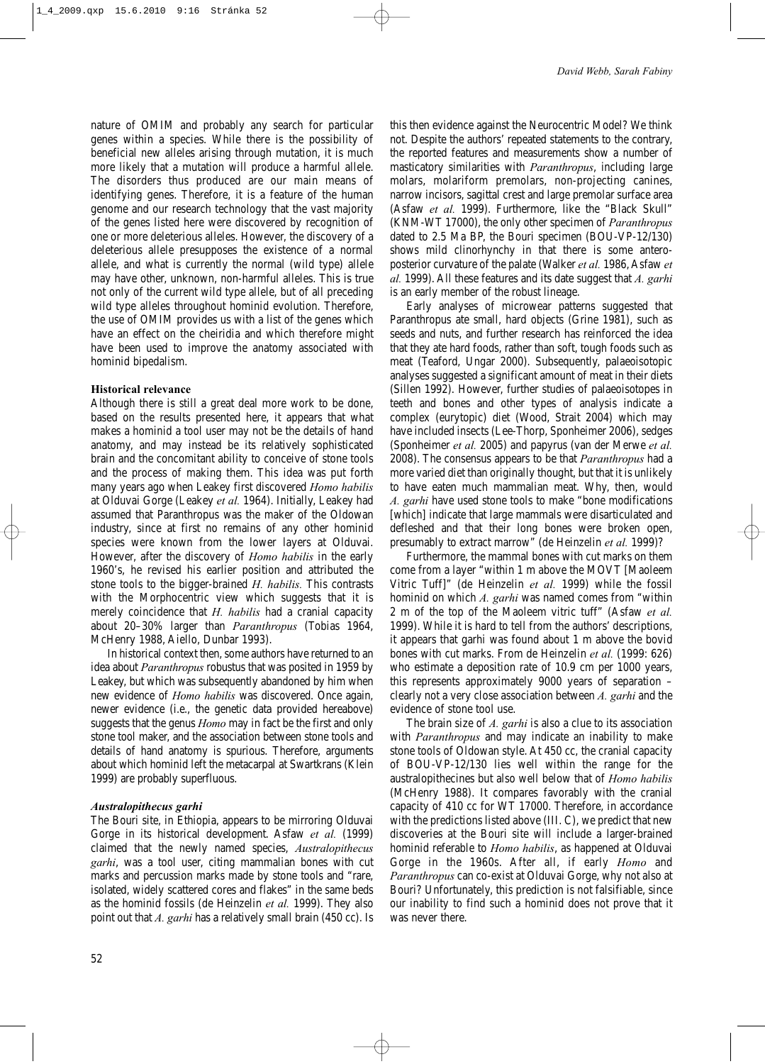nature of OMIM and probably any search for particular genes within a species. While there is the possibility of beneficial new alleles arising through mutation, it is much more likely that a mutation will produce a harmful allele. The disorders thus produced are our main means of identifying genes. Therefore, it is a feature of the human genome and our research technology that the vast majority of the genes listed here were discovered by recognition of one or more deleterious alleles. However, the discovery of a deleterious allele presupposes the existence of a normal allele, and what is currently the normal (wild type) allele may have other, unknown, non-harmful alleles. This is true not only of the current wild type allele, but of all preceding wild type alleles throughout hominid evolution. Therefore, the use of OMIM provides us with a list of the genes which have an effect on the cheiridia and which therefore might have been used to improve the anatomy associated with hominid bipedalism.

#### Historical relevance

Although there is still a great deal more work to be done, based on the results presented here, it appears that what makes a hominid a tool user may not be the details of hand anatomy, and may instead be its relatively sophisticated brain and the concomitant ability to conceive of stone tools and the process of making them. This idea was put forth many years ago when Leakey first discovered *Homo habilis* at Olduvai Gorge (Leakey *et al.* 1964). Initially, Leakey had assumed that Paranthropus was the maker of the Oldowan industry, since at first no remains of any other hominid species were known from the lower layers at Olduvai. However, after the discovery of *Homo habilis* in the early 1960's, he revised his earlier position and attributed the stone tools to the bigger-brained *H. habilis*. This contrasts with the Morphocentric view which suggests that it is merely coincidence that *H. habilis* had a cranial capacity about 20–30% larger than *Paranthropus* (Tobias 1964, McHenry 1988, Aiello, Dunbar 1993).

In historical context then, some authors have returned to an idea about *Paranthropus* robustus that was posited in 1959 by Leakey, but which was subsequently abandoned by him when new evidence of *Homo habilis* was discovered. Once again, newer evidence (i.e., the genetic data provided hereabove) suggests that the genus *Homo* may in fact be the first and only stone tool maker, and the association between stone tools and details of hand anatomy is spurious. Therefore, arguments about which hominid left the metacarpal at Swartkrans (Klein 1999) are probably superfluous.

#### *Australopithecus garhi*

The Bouri site, in Ethiopia, appears to be mirroring Olduvai Gorge in its historical development. Asfaw *et al.* (1999) claimed that the newly named species, *Australopithecus garhi*, was a tool user, citing mammalian bones with cut marks and percussion marks made by stone tools and "rare, isolated, widely scattered cores and flakes" in the same beds as the hominid fossils (de Heinzelin *et al.* 1999). They also point out that *A. garhi* has a relatively small brain (450 cc). Is this then evidence against the Neurocentric Model? We think not. Despite the authors' repeated statements to the contrary, the reported features and measurements show a number of masticatory similarities with *Paranthropus*, including large molars, molariform premolars, non-projecting canines, narrow incisors, sagittal crest and large premolar surface area (Asfaw *et al.* 1999). Furthermore, like the "Black Skull" (KNM-WT 17000), the only other specimen of *Paranthropus* dated to 2.5 Ma BP, the Bouri specimen (BOU-VP-12/130) shows mild clinorhynchy in that there is some antero-posterior curvature of the palate (Walker *et al.* 1986, Asfaw *et al.* 1999). All these features and its date suggest that *A. garhi* is an early member of the robust lineage.

Early analyses of microwear patterns suggested that Paranthropus ate small, hard objects (Grine 1981), such as seeds and nuts, and further research has reinforced the idea that they ate hard foods, rather than soft, tough foods such as meat (Teaford, Ungar 2000). Subsequently, palaeoisotopic analyses suggested a significant amount of meat in their diets (Sillen 1992). However, further studies of palaeoisotopes in teeth and bones and other types of analysis indicate a complex (eurytopic) diet (Wood, Strait 2004) which may have included insects (Lee-Thorp, Sponheimer 2006), sedges (Sponheimer *et al.* 2005) and papyrus (van der Merwe *et al.* 2008). The consensus appears to be that *Paranthropus* had a more varied diet than originally thought, but that it is unlikely to have eaten much mammalian meat. Why, then, would *A. garhi* have used stone tools to make "bone modifications [which] indicate that large mammals were disarticulated and defleshed and that their long bones were broken open, presumably to extract marrow" (de Heinzelin *et al.* 1999)?

Furthermore, the mammal bones with cut marks on them come from a layer "within 1 m above the MOVT [Maoleem Vitric Tuff]" (de Heinzelin *et al.* 1999) while the fossil hominid on which *A. garhi* was named comes from "within 2 m of the top of the Maoleem vitric tuff" (Asfaw *et al.* 1999). While it is hard to tell from the authors' descriptions, it appears that garhi was found about 1 m above the bovid bones with cut marks. From de Heinzelin *et al.* (1999: 626) who estimate a deposition rate of 10.9 cm per 1000 years, this represents approximately 9000 years of separation – clearly not a very close association between *A. garhi* and the evidence of stone tool use.

The brain size of *A. garhi* is also a clue to its association with *Paranthropus* and may indicate an inability to make stone tools of Oldowan style. At 450 cc, the cranial capacity of BOU-VP-12/130 lies well within the range for the australopithecines but also well below that of *Homo habilis* (McHenry 1988). It compares favorably with the cranial capacity of 410 cc for WT 17000. Therefore, in accordance with the predictions listed above (III. C), we predict that new discoveries at the Bouri site will include a larger-brained hominid referable to *Homo habilis*, as happened at Olduvai Gorge in the 1960s. After all, if early *Homo* and *Paranthropus* can co-exist at Olduvai Gorge, why not also at Bouri? Unfortunately, this prediction is not falsifiable, since our inability to find such a hominid does not prove that it was never there.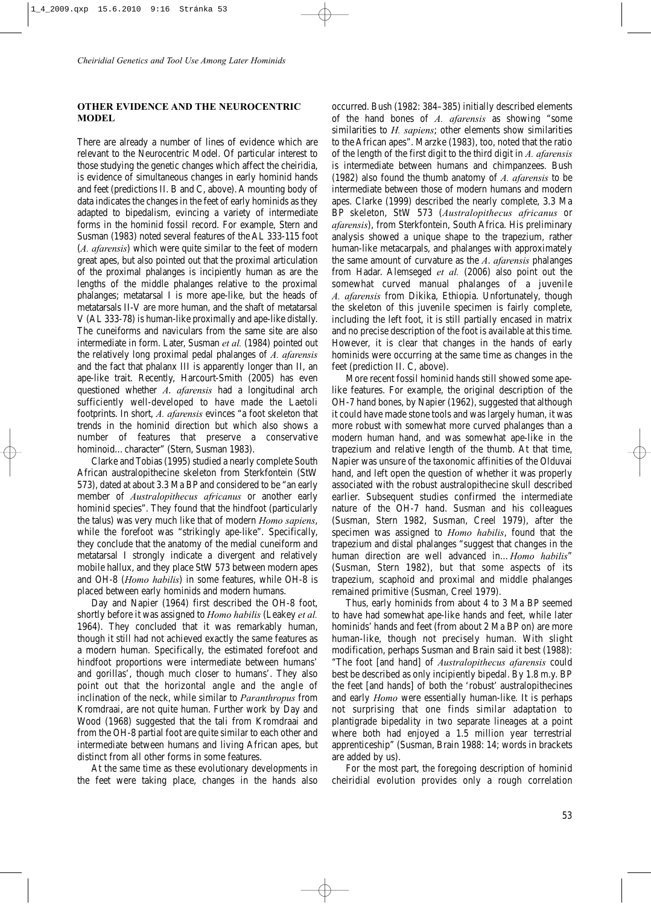## OTHER EVIDENCE AND THE NEUROCENTRIC MODEL

There are already a number of lines of evidence which are relevant to the Neurocentric Model. Of particular interest to those studying the genetic changes which affect the cheiridia, is evidence of simultaneous changes in early hominid hands and feet (predictions II. B and C, above). A mounting body of data indicates the changes in the feet of early hominids as they adapted to bipedalism, evincing a variety of intermediate forms in the hominid fossil record. For example, Stern and Susman (1983) noted several features of the AL 333-115 foot (*A. afarensis*) which were quite similar to the feet of modern great apes, but also pointed out that the proximal articulation of the proximal phalanges is incipiently human as are the lengths of the middle phalanges relative to the proximal phalanges; metatarsal I is more ape-like, but the heads of metatarsals II-V are more human, and the shaft of metatarsal V (AL 333-78) is human-like proximally and ape-like distally. The cuneiforms and naviculars from the same site are also intermediate in form. Later, Susman *et al.* (1984) pointed out the relatively long proximal pedal phalanges of *A. afarensis* and the fact that phalanx III is apparently longer than II, an ape-like trait. Recently, Harcourt-Smith (2005) has even questioned whether *A. afarensis* had a longitudinal arch sufficiently well-developed to have made the Laetoli footprints. In short, *A. afarensis* evinces "a foot skeleton that trends in the hominid direction but which also shows a number of features that preserve a conservative hominoid… character" (Stern, Susman 1983).

Clarke and Tobias (1995) studied a nearly complete South African australopithecine skeleton from Sterkfontein (StW 573), dated at about 3.3 Ma BP and considered to be "an early member of *Australopithecus africanus* or another early hominid species". They found that the hindfoot (particularly the talus) was very much like that of modern *Homo sapiens*, while the forefoot was "strikingly ape-like". Specifically, they conclude that the anatomy of the medial cuneiform and metatarsal I strongly indicate a divergent and relatively mobile hallux, and they place StW 573 between modern apes and OH-8 (*Homo habilis*) in some features, while OH-8 is placed between early hominids and modern humans.

Day and Napier (1964) first described the OH-8 foot, shortly before it was assigned to *Homo habilis* (Leakey *et al.* 1964). They concluded that it was remarkably human, though it still had not achieved exactly the same features as a modern human. Specifically, the estimated forefoot and hindfoot proportions were intermediate between humans' and gorillas', though much closer to humans'. They also point out that the horizontal angle and the angle of inclination of the neck, while similar to *Paranthropus* from Kromdraai, are not quite human. Further work by Day and Wood (1968) suggested that the tali from Kromdraai and from the OH-8 partial foot are quite similar to each other and intermediate between humans and living African apes, but distinct from all other forms in some features.

At the same time as these evolutionary developments in the feet were taking place, changes in the hands also occurred. Bush (1982: 384–385) initially described elements of the hand bones of *A. afarensis* as showing "some similarities to *H. sapiens*; other elements show similarities to the African apes". Marzke (1983), too, noted that the ratio of the length of the first digit to the third digit in *A. afarensis* is intermediate between humans and chimpanzees. Bush (1982) also found the thumb anatomy of *A. afarensis* to be intermediate between those of modern humans and modern apes. Clarke (1999) described the nearly complete, 3.3 Ma BP skeleton, StW 573 (*Australopithecus africanus* or *afarensis*), from Sterkfontein, South Africa. His preliminary analysis showed a unique shape to the trapezium, rather human-like metacarpals, and phalanges with approximately the same amount of curvature as the *A. afarensis* phalanges from Hadar. Alemseged *et al.* (2006) also point out the somewhat curved manual phalanges of a juvenile *A. afarensis* from Dikika, Ethiopia. Unfortunately, though the skeleton of this juvenile specimen is fairly complete, including the left foot, it is still partially encased in matrix and no precise description of the foot is available at this time. However, it is clear that changes in the hands of early hominids were occurring at the same time as changes in the feet (prediction II. C, above).

More recent fossil hominid hands still showed some ape-like features. For example, the original description of the OH-7 hand bones, by Napier (1962), suggested that although it could have made stone tools and was largely human, it was more robust with somewhat more curved phalanges than a modern human hand, and was somewhat ape-like in the trapezium and relative length of the thumb. At that time, Napier was unsure of the taxonomic affinities of the Olduvai hand, and left open the question of whether it was properly associated with the robust australopithecine skull described earlier. Subsequent studies confirmed the intermediate nature of the OH-7 hand. Susman and his colleagues (Susman, Stern 1982, Susman, Creel 1979), after the specimen was assigned to *Homo habilis*, found that the trapezium and distal phalanges "suggest that changes in the human direction are well advanced in… *Homo habilis*" (Susman, Stern 1982), but that some aspects of its trapezium, scaphoid and proximal and middle phalanges remained primitive (Susman, Creel 1979).

Thus, early hominids from about 4 to 3 Ma BP seemed to have had somewhat ape-like hands and feet, while later hominids' hands and feet (from about 2 Ma BP on) are more human-like, though not precisely human. With slight modification, perhaps Susman and Brain said it best (1988): "The foot [and hand] of *Australopithecus afarensis* could best be described as only incipiently bipedal. By 1.8 m.y. BP the feet [and hands] of both the 'robust' australopithecines and early *Homo* were essentially human-like. It is perhaps not surprising that one finds similar adaptation to plantigrade bipedality in two separate lineages at a point where both had enjoyed a 1.5 million year terrestrial apprenticeship" (Susman, Brain 1988: 14; words in brackets are added by us).

For the most part, the foregoing description of hominid cheiridial evolution provides only a rough correlation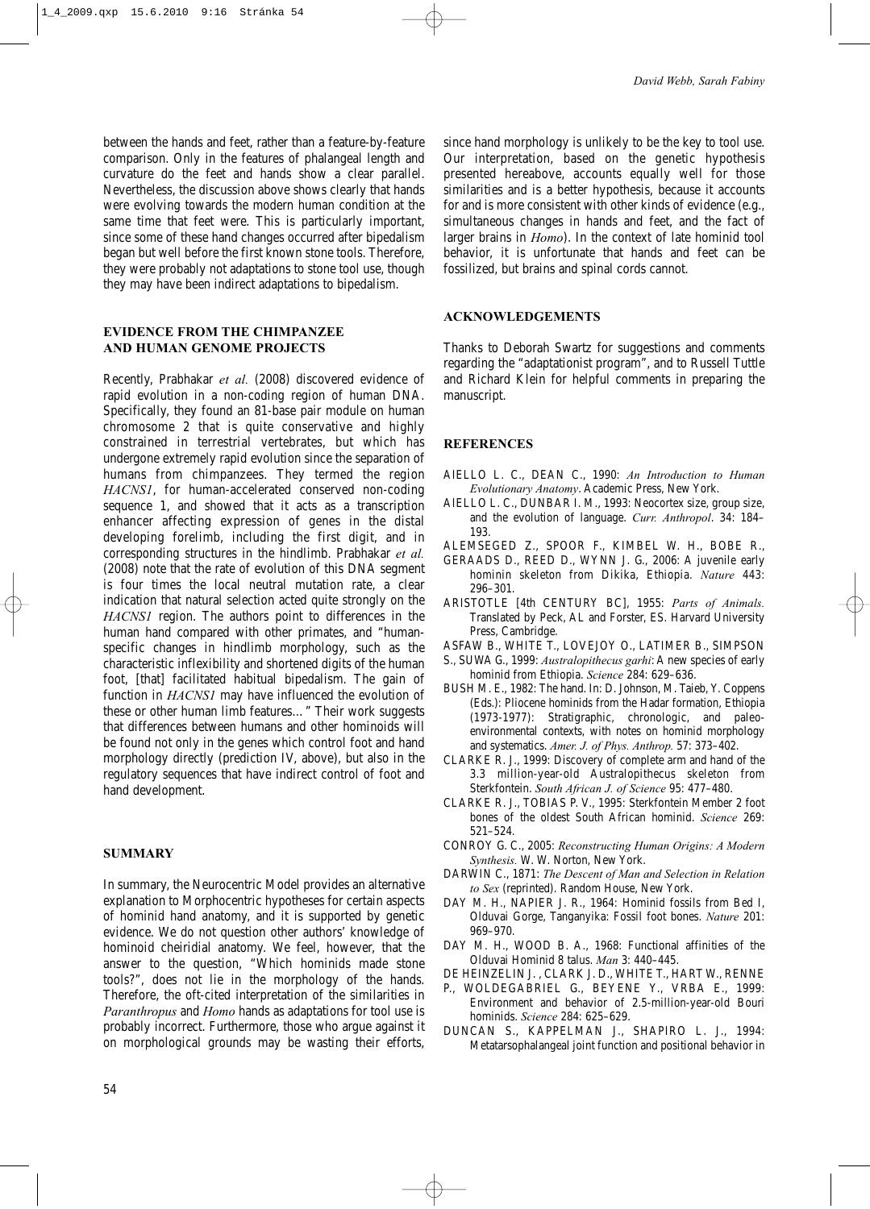between the hands and feet, rather than a feature-by-feature comparison. Only in the features of phalangeal length and curvature do the feet and hands show a clear parallel. Nevertheless, the discussion above shows clearly that hands were evolving towards the modern human condition at the same time that feet were. This is particularly important, since some of these hand changes occurred after bipedalism began but well before the first known stone tools. Therefore, they were probably not adaptations to stone tool use, though they may have been indirect adaptations to bipedalism.

## EVIDENCE FROM THE CHIMPANZEE AND HUMAN GENOME PROJECTS

Recently, Prabhakar *et al.* (2008) discovered evidence of rapid evolution in a non-coding region of human DNA. Specifically, they found an 81-base pair module on human chromosome 2 that is quite conservative and highly constrained in terrestrial vertebrates, but which has undergone extremely rapid evolution since the separation of humans from chimpanzees. They termed the region *HACNS1*, for human-accelerated conserved non-coding sequence 1, and showed that it acts as a transcription enhancer affecting expression of genes in the distal developing forelimb, including the first digit, and in corresponding structures in the hindlimb. Prabhakar *et al.* (2008) note that the rate of evolution of this DNA segment is four times the local neutral mutation rate, a clear indication that natural selection acted quite strongly on the *HACNS1* region. The authors point to differences in the human hand compared with other primates, and "human-specific changes in hindlimb morphology, such as the characteristic inflexibility and shortened digits of the human foot, [that] facilitated habitual bipedalism. The gain of function in *HACNS1* may have influenced the evolution of these or other human limb features..." Their work suggests that differences between humans and other hominoids will be found not only in the genes which control foot and hand morphology directly (prediction IV, above), but also in the regulatory sequences that have indirect control of foot and hand development.

## SUMMARY

In summary, the Neurocentric Model provides an alternative explanation to Morphocentric hypotheses for certain aspects of hominid hand anatomy, and it is supported by genetic evidence. We do not question other authors' knowledge of hominoid cheiridial anatomy. We feel, however, that the answer to the question, "Which hominids made stone tools?", does not lie in the morphology of the hands. Therefore, the oft-cited interpretation of the similarities in *Paranthropus* and *Homo* hands as adaptations for tool use is probably incorrect. Furthermore, those who argue against it on morphological grounds may be wasting their efforts, since hand morphology is unlikely to be the key to tool use. Our interpretation, based on the genetic hypothesis presented hereabove, accounts equally well for those similarities and is a better hypothesis, because it accounts for and is more consistent with other kinds of evidence (e.g., simultaneous changes in hands and feet, and the fact of larger brains in *Homo*). In the context of late hominid tool behavior, it is unfortunate that hands and feet can be fossilized, but brains and spinal cords cannot.

## ACKNOWLEDGEMENTS

Thanks to Deborah Swartz for suggestions and comments regarding the "adaptationist program", and to Russell Tuttle and Richard Klein for helpful comments in preparing the manuscript.

## REFERENCES

AIELLO L. C., DEAN C., 1990: *An Introduction to Human Evolutionary Anatomy*. Academic Press, New York.

AIELLO L. C., DUNBAR I. M., 1993: Neocortex size, group size, and the evolution of language. *Curr. Anthropol*. 34: 184–193.

ALEMSEGED Z., SPOOR F., KIMBEL W. H., BOBE R., GERAADS D., REED D., WYNN J. G., 2006: A juvenile early hominin skeleton from Dikika, Ethiopia. *Nature* 443: 296–301.

ARISTOTLE [4th CENTURY BC], 1955: *Parts of Animals.* Translated by Peck, AL and Forster, ES. Harvard University Press, Cambridge.

ASFAW B., WHITE T., LOVEJOY O., LATIMER B., SIMPSON S., SUWA G., 1999: *Australopithecus garhi*: A new species of early hominid from Ethiopia. *Science* 284: 629–636.

BUSH M. E., 1982: The hand. In: D. Johnson, M. Taieb, Y. Coppens (Eds.): Pliocene hominids from the Hadar formation, Ethiopia (1973-1977): Stratigraphic, chronologic, and paleo-environmental contexts, with notes on hominid morphology and systematics. *Amer. J. of Phys. Anthrop.* 57: 373–402.

CLARKE R. J., 1999: Discovery of complete arm and hand of the 3.3 million-year-old Australopithecus skeleton from Sterkfontein. *South African J. of Science* 95: 477–480.

CLARKE R. J., TOBIAS P. V., 1995: Sterkfontein Member 2 foot bones of the oldest South African hominid. *Science* 269: 521–524.

CONROY G. C., 2005: *Reconstructing Human Origins: A Modern Synthesis.* W. W. Norton, New York.

DARWIN C., 1871: *The Descent of Man and Selection in Relation to Sex* (reprinted). Random House, New York.

DAY M. H., NAPIER J. R., 1964: Hominid fossils from Bed I, Olduvai Gorge, Tanganyika: Fossil foot bones. *Nature* 201: 969–970.

DAY M. H., WOOD B. A., 1968: Functional affinities of the Olduvai Hominid 8 talus. *Man* 3: 440–445.

DE HEINZELIN J., CLARK J. D., WHITE T., HART W., RENNE P., WOLDEGABRIEL G., BEYENE Y., VRBA E., 1999: Environment and behavior of 2.5-million-year-old Bouri hominids. *Science* 284: 625–629.

DUNCAN S., KAPPELMAN J., SHAPIRO L. J., 1994: Metatarsophalangeal joint function and positional behavior in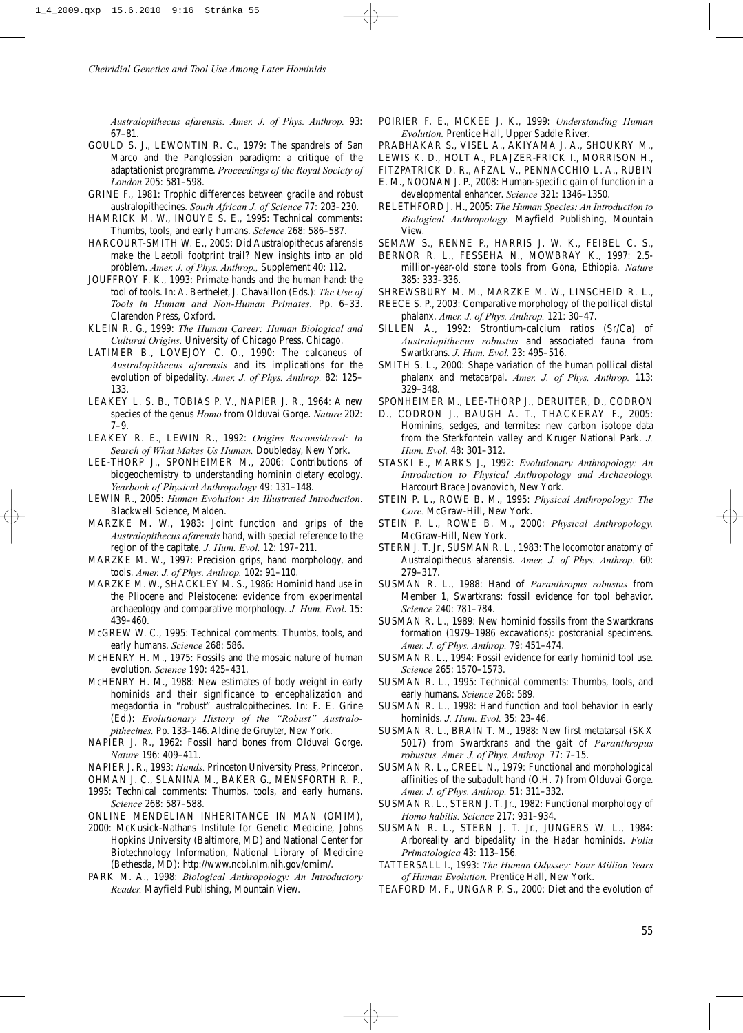*Australopithecus afarensis. Amer. J. of Phys. Anthrop.* 93: 67–81.

GOULD S. J., LEWONTIN R. C., 1979: The spandrels of San Marco and the Panglossian paradigm: a critique of the adaptationist programme. *Proceedings of the Royal Society of London* 205: 581–598.

GRINE F., 1981: Trophic differences between gracile and robust australopithecines. *South African J. of Science* 77: 203–230.

HAMRICK M. W., INOUYE S. E., 1995: Technical comments: Thumbs, tools, and early humans. *Science* 268: 586–587.

HARCOURT-SMITH W. E., 2005: Did Australopithecus afarensis make the Laetoli footprint trail? New insights into an old problem. *Amer. J. of Phys. Anthrop.*, Supplement 40: 112.

JOUFFROY F. K., 1993: Primate hands and the human hand: the tool of tools. In: A. Berthelet, J. Chavaillon (Eds.): *The Use of Tools in Human and Non-Human Primates.* Pp. 6–33. Clarendon Press, Oxford.

KLEIN R. G., 1999: *The Human Career: Human Biological and Cultural Origins.* University of Chicago Press, Chicago.

LATIMER B., LOVEJOY C. O., 1990: The calcaneus of *Australopithecus afarensis* and its implications for the evolution of bipedality. *Amer. J. of Phys. Anthrop.* 82: 125–133.

LEAKEY L. S. B., TOBIAS P. V., NAPIER J. R., 1964: A new species of the genus *Homo* from Olduvai Gorge. *Nature* 202: 7–9.

LEAKEY R. E., LEWIN R., 1992: *Origins Reconsidered: In Search of What Makes Us Human.* Doubleday, New York.

LEE-THORP J., SPONHEIMER M., 2006: Contributions of biogeochemistry to understanding hominin dietary ecology. *Yearbook of Physical Anthropology* 49: 131–148.

LEWIN R., 2005: *Human Evolution: An Illustrated Introduction*. Blackwell Science, Malden.

MARZKE M. W., 1983: Joint function and grips of the *Australopithecus afarensis* hand, with special reference to the region of the capitate. *J. Hum. Evol.* 12: 197–211.

MARZKE M. W., 1997: Precision grips, hand morphology, and tools. *Amer. J. of Phys. Anthrop.* 102: 91–110.

MARZKE M. W., SHACKLEY M. S., 1986: Hominid hand use in the Pliocene and Pleistocene: evidence from experimental archaeology and comparative morphology. *J. Hum. Evol*. 15: 439–460.

McGREW W. C., 1995: Technical comments: Thumbs, tools, and early humans. *Science* 268: 586.

McHENRY H. M., 1975: Fossils and the mosaic nature of human evolution. *Science* 190: 425–431.

McHENRY H. M., 1988: New estimates of body weight in early hominids and their significance to encephalization and megadontia in "robust" australopithecines. In: F. E. Grine (Ed.): *Evolutionary History of the "Robust" Australopithecines.* Pp. 133–146. Aldine de Gruyter, New York.

NAPIER J. R., 1962: Fossil hand bones from Olduvai Gorge. *Nature* 196: 409–411.

NAPIER J. R., 1993: *Hands.* Princeton University Press, Princeton.

OHMAN J. C., SLANINA M., BAKER G., MENSFORTH R. P., 1995: Technical comments: Thumbs, tools, and early humans. *Science* 268: 587–588.

ONLINE MENDELIAN INHERITANCE IN MAN (OMIM), 2000: McKusick-Nathans Institute for Genetic Medicine, Johns Hopkins University (Baltimore, MD) and National Center for Biotechnology Information, National Library of Medicine (Bethesda, MD): http://www.ncbi.nlm.nih.gov/omim/.

PARK M. A., 1998: *Biological Anthropology: An Introductory Reader.* Mayfield Publishing, Mountain View.

POIRIER F. E., MCKEE J. K., 1999: *Understanding Human Evolution.* Prentice Hall, Upper Saddle River.

PRABHAKAR S., VISEL A., AKIYAMA J. A., SHOUKRY M., LEWIS K. D., HOLT A., PLAJZER-FRICK I., MORRISON H., FITZPATRICK D. R., AFZAL V., PENNACCHIO L. A., RUBIN E. M., NOONAN J. P., 2008: Human-specific gain of function in a developmental enhancer. *Science* 321: 1346–1350.

RELETHFORD J. H., 2005: *The Human Species: An Introduction to Biological Anthropology.* Mayfield Publishing, Mountain View.

SEMAW S., RENNE P., HARRIS J. W. K., FEIBEL C. S., BERNOR R. L., FESSEHA N., MOWBRAY K., 1997: 2.5-million-year-old stone tools from Gona, Ethiopia. *Nature* 385: 333–336.

SHREWSBURY M. M., MARZKE M. W., LINSCHEID R. L., REECE S. P., 2003: Comparative morphology of the pollical distal phalanx. *Amer. J. of Phys. Anthrop.* 121: 30–47.

SILLEN A., 1992: Strontium-calcium ratios (Sr/Ca) of *Australopithecus robustus* and associated fauna from Swartkrans. *J. Hum. Evol.* 23: 495–516.

SMITH S. L., 2000: Shape variation of the human pollical distal phalanx and metacarpal. *Amer. J. of Phys. Anthrop.* 113: 329–348.

SPONHEIMER M., LEE-THORP J., DERUITER, D., CODRON D., CODRON J., BAUGH A. T., THACKERAY F., 2005: Hominins, sedges, and termites: new carbon isotope data from the Sterkfontein valley and Kruger National Park. *J. Hum. Evol.* 48: 301–312.

STASKI E., MARKS J., 1992: *Evolutionary Anthropology: An Introduction to Physical Anthropology and Archaeology.* Harcourt Brace Jovanovich, New York.

STEIN P. L., ROWE B. M., 1995: *Physical Anthropology: The Core.* McGraw-Hill, New York.

STEIN P. L., ROWE B. M., 2000: *Physical Anthropology.* McGraw-Hill, New York.

STERN J. T. Jr., SUSMAN R. L., 1983: The locomotor anatomy of Australopithecus afarensis. *Amer. J. of Phys. Anthrop.* 60: 279–317.

SUSMAN R. L., 1988: Hand of *Paranthropus robustus* from Member 1, Swartkrans: fossil evidence for tool behavior. *Science* 240: 781–784.

SUSMAN R. L., 1989: New hominid fossils from the Swartkrans formation (1979–1986 excavations): postcranial specimens. *Amer. J. of Phys. Anthrop.* 79: 451–474.

SUSMAN R. L., 1994: Fossil evidence for early hominid tool use. *Science* 265: 1570–1573.

SUSMAN R. L., 1995: Technical comments: Thumbs, tools, and early humans. *Science* 268: 589.

SUSMAN R. L., 1998: Hand function and tool behavior in early hominids. *J. Hum. Evol.* 35: 23–46.

SUSMAN R. L., BRAIN T. M., 1988: New first metatarsal (SKX 5017) from Swartkrans and the gait of *Paranthropus robustus. Amer. J. of Phys. Anthrop.* 77: 7–15.

SUSMAN R. L., CREEL N., 1979: Functional and morphological affinities of the subadult hand (O.H. 7) from Olduvai Gorge. *Amer. J. of Phys. Anthrop.* 51: 311–332.

SUSMAN R. L., STERN J. T. Jr., 1982: Functional morphology of *Homo habilis. Science* 217: 931–934.

SUSMAN R. L., STERN J. T. Jr., JUNGERS W. L., 1984: Arboreality and bipedality in the Hadar hominids. *Folia Primatologica* 43: 113–156.

TATTERSALL I., 1993: *The Human Odyssey: Four Million Years of Human Evolution.* Prentice Hall, New York.

TEAFORD M. F., UNGAR P. S., 2000: Diet and the evolution of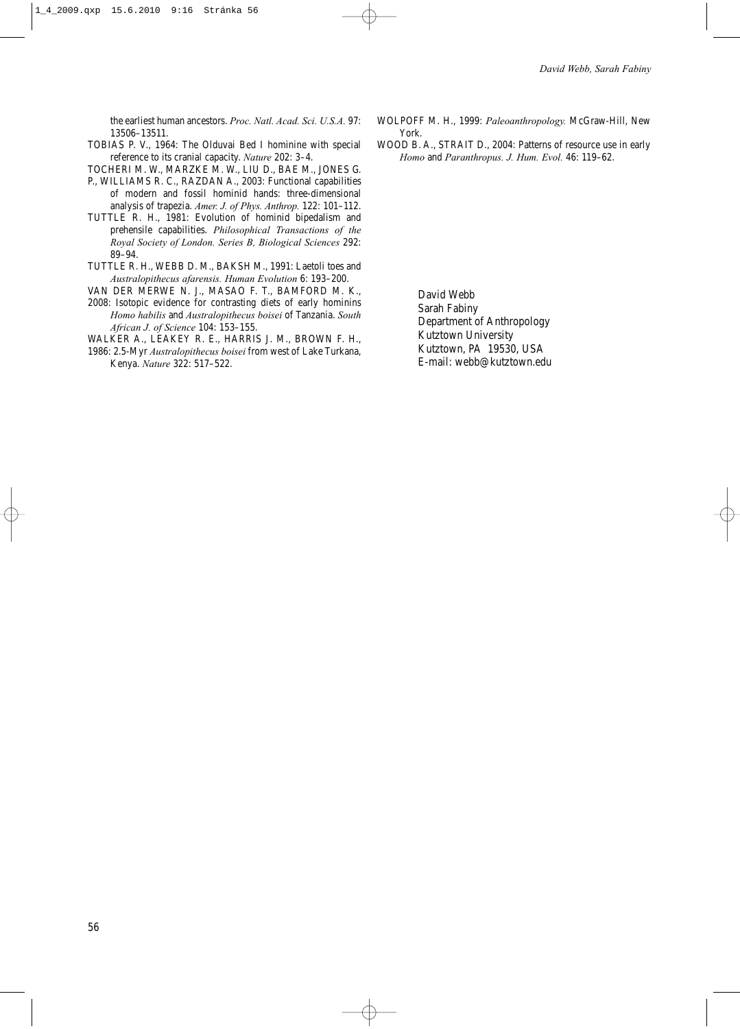the earliest human ancestors. *Proc. Natl. Acad. Sci. U.S.A.* 97: 13506–13511.

TOBIAS P. V., 1964: The Olduvai Bed I hominine with special reference to its cranial capacity. *Nature* 202: 3–4.

TOCHERI M. W., MARZKE M. W., LIU D., BAE M., JONES G. P., WILLIAMS R. C., RAZDAN A., 2003: Functional capabilities of modern and fossil hominid hands: three-dimensional analysis of trapezia. *Amer. J. of Phys. Anthrop.* 122: 101–112.

TUTTLE R. H., 1981: Evolution of hominid bipedalism and prehensile capabilities. *Philosophical Transactions of the Royal Society of London. Series B, Biological Sciences* 292: 89–94.

TUTTLE R. H., WEBB D. M., BAKSH M., 1991: Laetoli toes and *Australopithecus afarensis. Human Evolution* 6: 193–200.

VAN DER MERWE N. J., MASAO F. T., BAMFORD M. K., 2008: Isotopic evidence for contrasting diets of early hominins *Homo habilis* and *Australopithecus boisei* of Tanzania. *South African J. of Science* 104: 153–155.

WALKER A., LEAKEY R. E., HARRIS J. M., BROWN F. H., 1986: 2.5-Myr *Australopithecus boisei* from west of Lake Turkana, Kenya. *Nature* 322: 517–522.

WOLPOFF M. H., 1999: *Paleoanthropology.* McGraw-Hill, New York.

WOOD B. A., STRAIT D., 2004: Patterns of resource use in early *Homo* and *Paranthropus. J. Hum. Evol.* 46: 119–62.

David Webb
Sarah Fabiny
Department of Anthropology
Kutztown University
Kutztown, PA 19530, USA
E-mail: webb@kutztown.edu